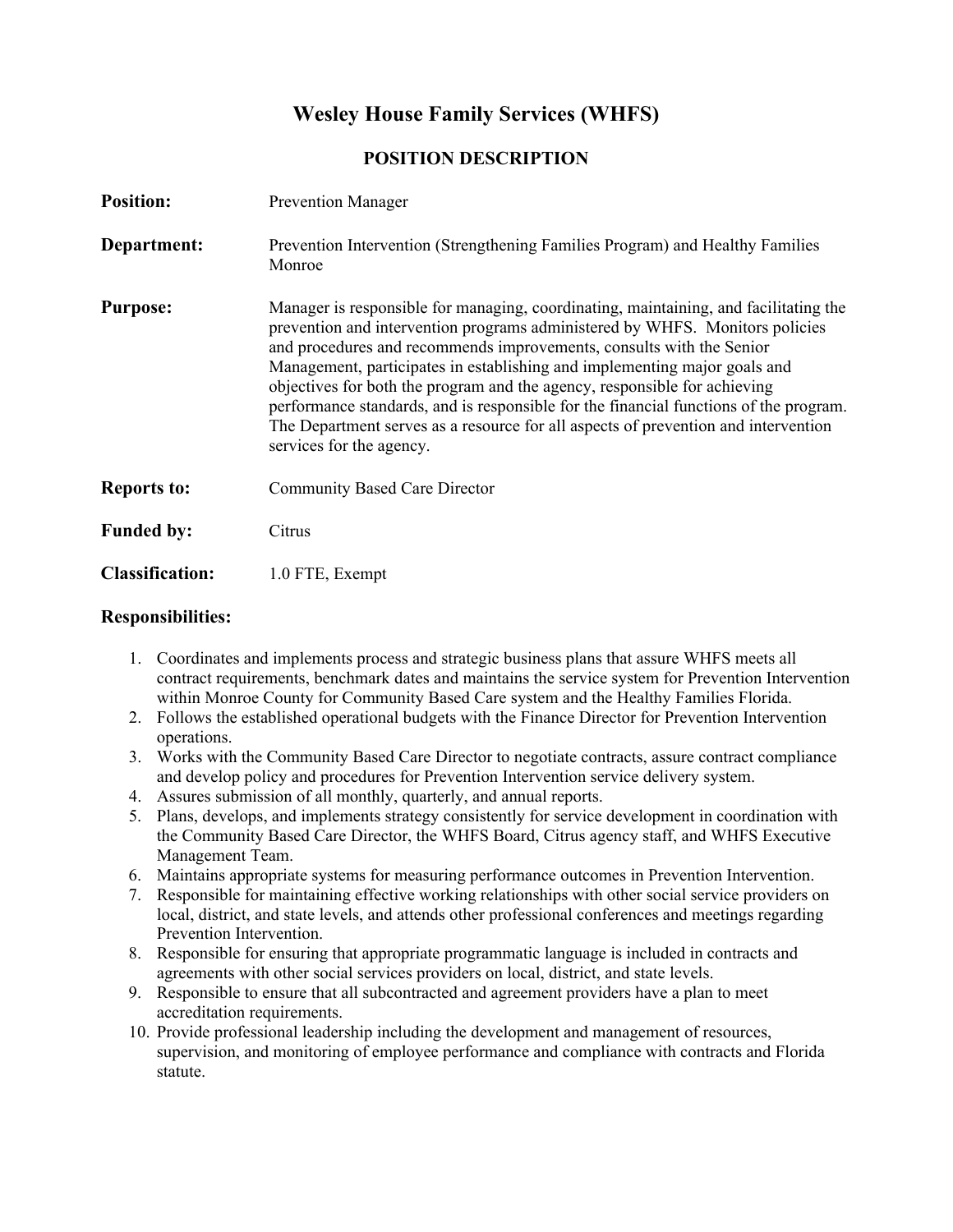# Wesley House Family Services (WHFS)

## POSITION DESCRIPTION

**Position:** Prevention Manager

**Department:** Prevention Intervention (Strengthening Families Program) and Healthy Families Monroe

**Purpose:** Manager is responsible for managing, coordinating, maintaining, and facilitating the prevention and intervention programs administered by WHFS. Monitors policies and procedures and recommends improvements, consults with the Senior Management, participates in establishing and implementing major goals and objectives for both the program and the agency, responsible for achieving performance standards, and is responsible for the financial functions of the program. The Department serves as a resource for all aspects of prevention and intervention services for the agency.

**Reports to:** Community Based Care Director

**Funded by:** Citrus

**Classification:** 1.0 FTE, Exempt

### Responsibilities:

1. Coordinates and implements process and strategic business plans that assure WHFS meets all contract requirements, benchmark dates and maintains the service system for Prevention Intervention within Monroe County for Community Based Care system and the Healthy Families Florida.
2. Follows the established operational budgets with the Finance Director for Prevention Intervention operations.
3. Works with the Community Based Care Director to negotiate contracts, assure contract compliance and develop policy and procedures for Prevention Intervention service delivery system.
4. Assures submission of all monthly, quarterly, and annual reports.
5. Plans, develops, and implements strategy consistently for service development in coordination with the Community Based Care Director, the WHFS Board, Citrus agency staff, and WHFS Executive Management Team.
6. Maintains appropriate systems for measuring performance outcomes in Prevention Intervention.
7. Responsible for maintaining effective working relationships with other social service providers on local, district, and state levels, and attends other professional conferences and meetings regarding Prevention Intervention.
8. Responsible for ensuring that appropriate programmatic language is included in contracts and agreements with other social services providers on local, district, and state levels.
9. Responsible to ensure that all subcontracted and agreement providers have a plan to meet accreditation requirements.
10. Provide professional leadership including the development and management of resources, supervision, and monitoring of employee performance and compliance with contracts and Florida statute.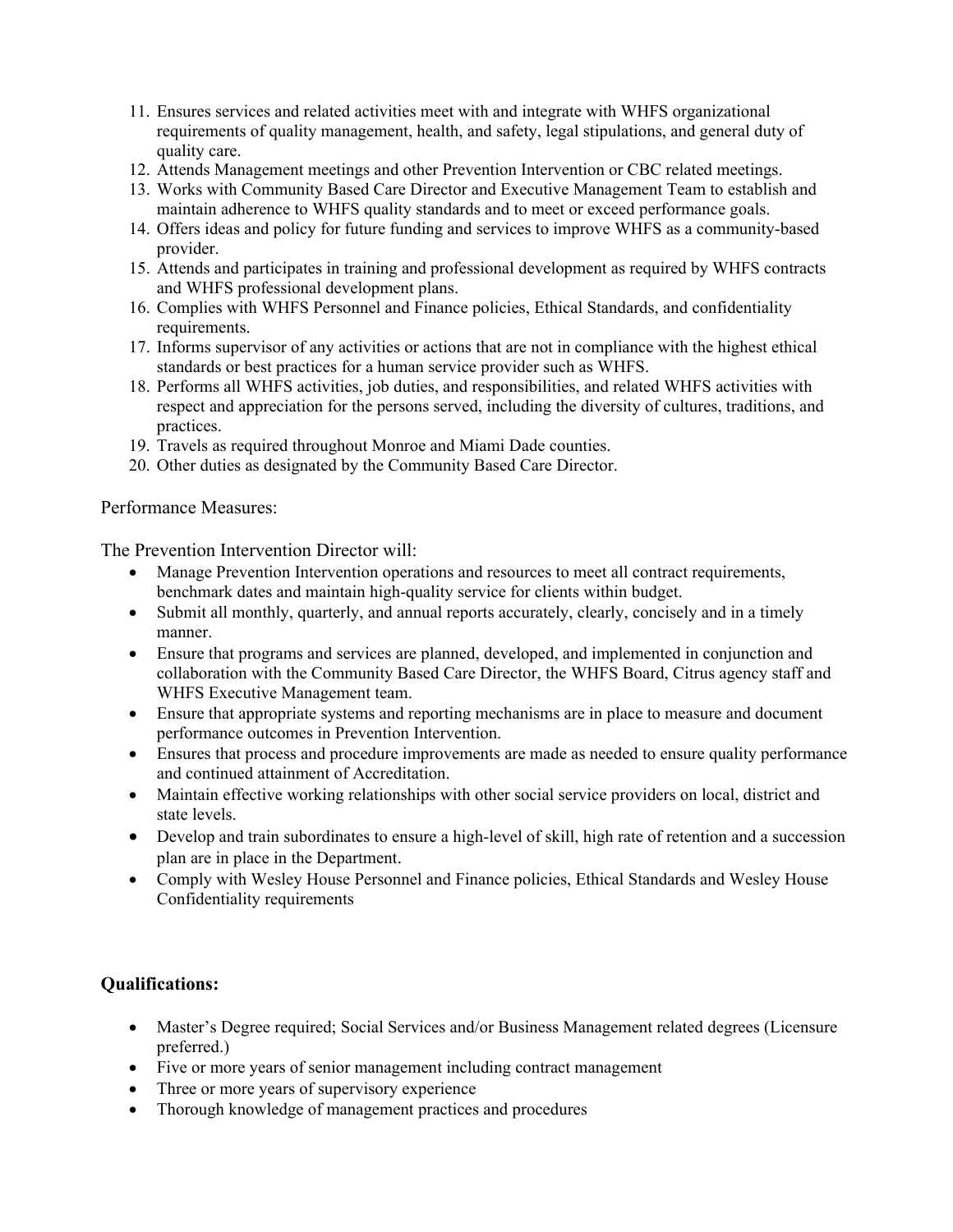11. Ensures services and related activities meet with and integrate with WHFS organizational requirements of quality management, health, and safety, legal stipulations, and general duty of quality care.
12. Attends Management meetings and other Prevention Intervention or CBC related meetings.
13. Works with Community Based Care Director and Executive Management Team to establish and maintain adherence to WHFS quality standards and to meet or exceed performance goals.
14. Offers ideas and policy for future funding and services to improve WHFS as a community-based provider.
15. Attends and participates in training and professional development as required by WHFS contracts and WHFS professional development plans.
16. Complies with WHFS Personnel and Finance policies, Ethical Standards, and confidentiality requirements.
17. Informs supervisor of any activities or actions that are not in compliance with the highest ethical standards or best practices for a human service provider such as WHFS.
18. Performs all WHFS activities, job duties, and responsibilities, and related WHFS activities with respect and appreciation for the persons served, including the diversity of cultures, traditions, and practices.
19. Travels as required throughout Monroe and Miami Dade counties.
20. Other duties as designated by the Community Based Care Director.

Performance Measures:

The Prevention Intervention Director will:

- Manage Prevention Intervention operations and resources to meet all contract requirements, benchmark dates and maintain high-quality service for clients within budget.
- Submit all monthly, quarterly, and annual reports accurately, clearly, concisely and in a timely manner.
- Ensure that programs and services are planned, developed, and implemented in conjunction and collaboration with the Community Based Care Director, the WHFS Board, Citrus agency staff and WHFS Executive Management team.
- Ensure that appropriate systems and reporting mechanisms are in place to measure and document performance outcomes in Prevention Intervention.
- Ensures that process and procedure improvements are made as needed to ensure quality performance and continued attainment of Accreditation.
- Maintain effective working relationships with other social service providers on local, district and state levels.
- Develop and train subordinates to ensure a high-level of skill, high rate of retention and a succession plan are in place in the Department.
- Comply with Wesley House Personnel and Finance policies, Ethical Standards and Wesley House Confidentiality requirements

**Qualifications:**

- Master's Degree required; Social Services and/or Business Management related degrees (Licensure preferred.)
- Five or more years of senior management including contract management
- Three or more years of supervisory experience
- Thorough knowledge of management practices and procedures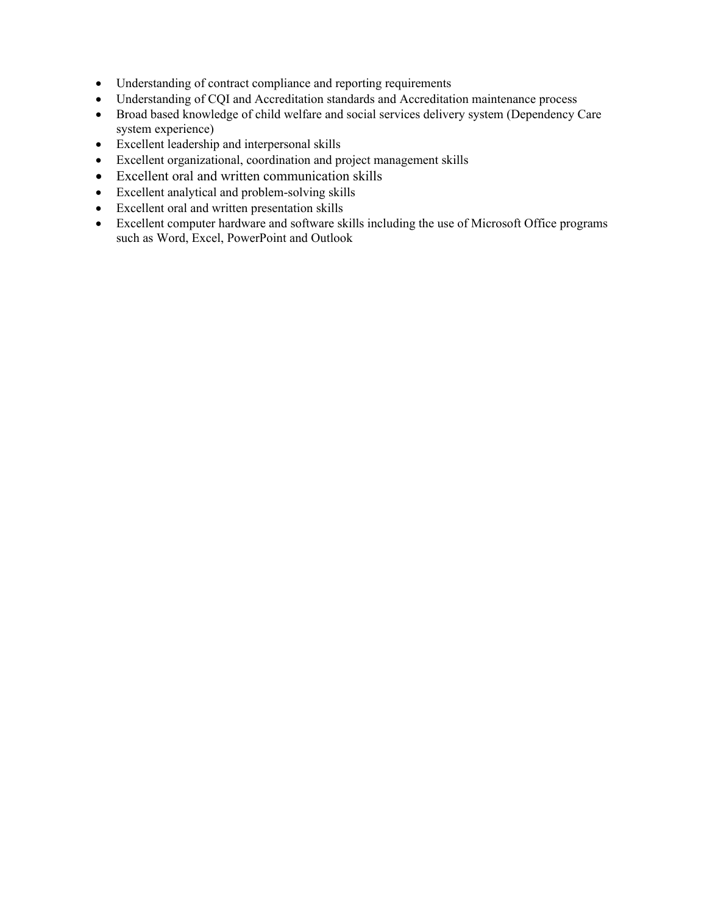- Understanding of contract compliance and reporting requirements
- Understanding of CQI and Accreditation standards and Accreditation maintenance process
- Broad based knowledge of child welfare and social services delivery system (Dependency Care system experience)
- Excellent leadership and interpersonal skills
- Excellent organizational, coordination and project management skills
- Excellent oral and written communication skills
- Excellent analytical and problem-solving skills
- Excellent oral and written presentation skills
- Excellent computer hardware and software skills including the use of Microsoft Office programs such as Word, Excel, PowerPoint and Outlook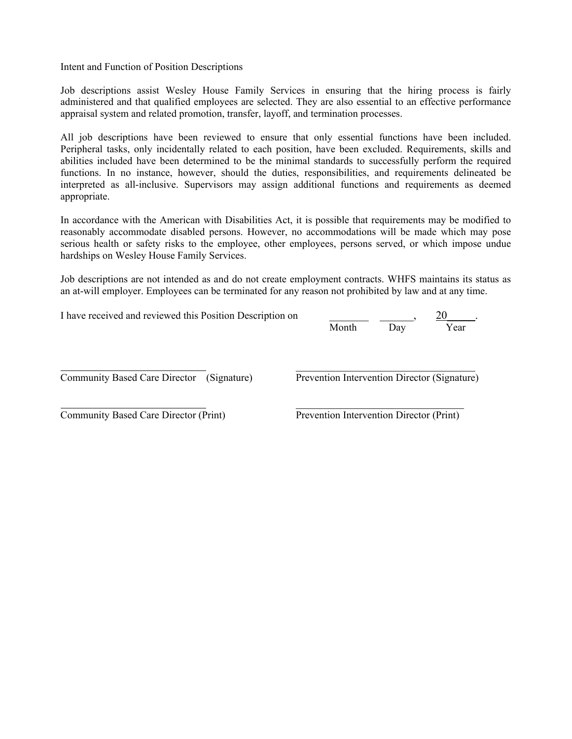Intent and Function of Position Descriptions

Job descriptions assist Wesley House Family Services in ensuring that the hiring process is fairly administered and that qualified employees are selected. They are also essential to an effective performance appraisal system and related promotion, transfer, layoff, and termination processes.

All job descriptions have been reviewed to ensure that only essential functions have been included. Peripheral tasks, only incidentally related to each position, have been excluded. Requirements, skills and abilities included have been determined to be the minimal standards to successfully perform the required functions. In no instance, however, should the duties, responsibilities, and requirements delineated be interpreted as all-inclusive. Supervisors may assign additional functions and requirements as deemed appropriate.

In accordance with the American with Disabilities Act, it is possible that requirements may be modified to reasonably accommodate disabled persons. However, no accommodations will be made which may pose serious health or safety risks to the employee, other employees, persons served, or which impose undue hardships on Wesley House Family Services.

Job descriptions are not intended as and do not create employment contracts. WHFS maintains its status as an at-will employer. Employees can be terminated for any reason not prohibited by law and at any time.

I have received and reviewed this Position Description on _______ _______, 20_____.
Month Day Year

_____________________________
Community Based Care Director (Signature)

_____________________________
Prevention Intervention Director (Signature)

_____________________________
Community Based Care Director (Print)

_____________________________
Prevention Intervention Director (Print)